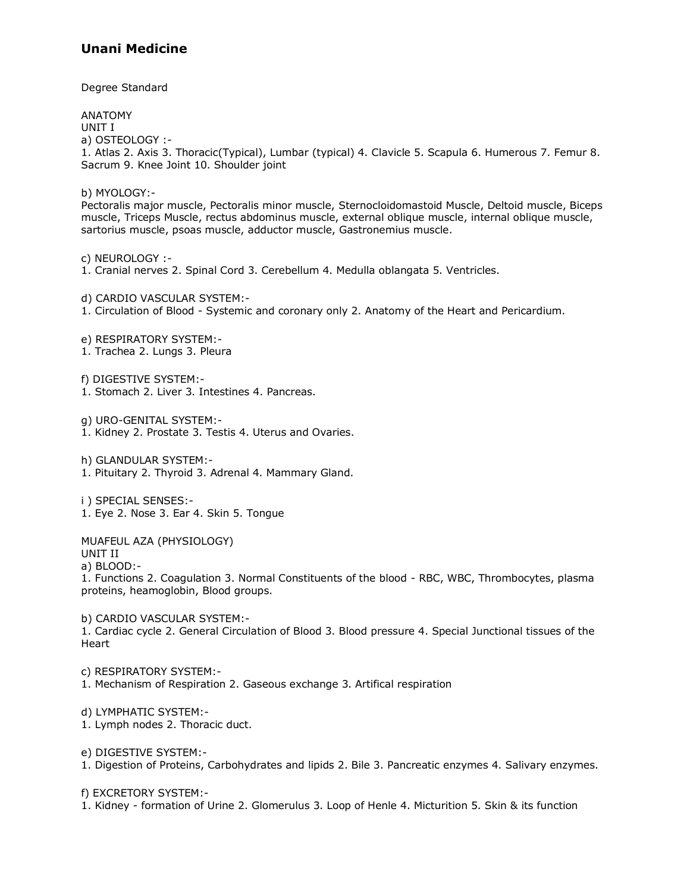# Unani Medicine

Degree Standard

ANATOMY
UNIT I
a) OSTEOLOGY :-
1. Atlas 2. Axis 3. Thoracic(Typical), Lumbar (typical) 4. Clavicle 5. Scapula 6. Humerous 7. Femur 8. Sacrum 9. Knee Joint 10. Shoulder joint

b) MYOLOGY:-
Pectoralis major muscle, Pectoralis minor muscle, Sternocloidomastoid Muscle, Deltoid muscle, Biceps muscle, Triceps Muscle, rectus abdominus muscle, external oblique muscle, internal oblique muscle, sartorius muscle, psoas muscle, adductor muscle, Gastronemius muscle.

c) NEUROLOGY :-
1. Cranial nerves 2. Spinal Cord 3. Cerebellum 4. Medulla oblangata 5. Ventricles.

d) CARDIO VASCULAR SYSTEM:-
1. Circulation of Blood - Systemic and coronary only 2. Anatomy of the Heart and Pericardium.

e) RESPIRATORY SYSTEM:-
1. Trachea 2. Lungs 3. Pleura

f) DIGESTIVE SYSTEM:-
1. Stomach 2. Liver 3. Intestines 4. Pancreas.

g) URO-GENITAL SYSTEM:-
1. Kidney 2. Prostate 3. Testis 4. Uterus and Ovaries.

h) GLANDULAR SYSTEM:-
1. Pituitary 2. Thyroid 3. Adrenal 4. Mammary Gland.

i ) SPECIAL SENSES:-
1. Eye 2. Nose 3. Ear 4. Skin 5. Tongue

MUAFEUL AZA (PHYSIOLOGY)
UNIT II
a) BLOOD:-
1. Functions 2. Coagulation 3. Normal Constituents of the blood - RBC, WBC, Thrombocytes, plasma proteins, heamoglobin, Blood groups.

b) CARDIO VASCULAR SYSTEM:-
1. Cardiac cycle 2. General Circulation of Blood 3. Blood pressure 4. Special Junctional tissues of the Heart

c) RESPIRATORY SYSTEM:-
1. Mechanism of Respiration 2. Gaseous exchange 3. Artifical respiration

d) LYMPHATIC SYSTEM:-
1. Lymph nodes 2. Thoracic duct.

e) DIGESTIVE SYSTEM:-
1. Digestion of Proteins, Carbohydrates and lipids 2. Bile 3. Pancreatic enzymes 4. Salivary enzymes.

f) EXCRETORY SYSTEM:-
1. Kidney - formation of Urine 2. Glomerulus 3. Loop of Henle 4. Micturition 5. Skin & its function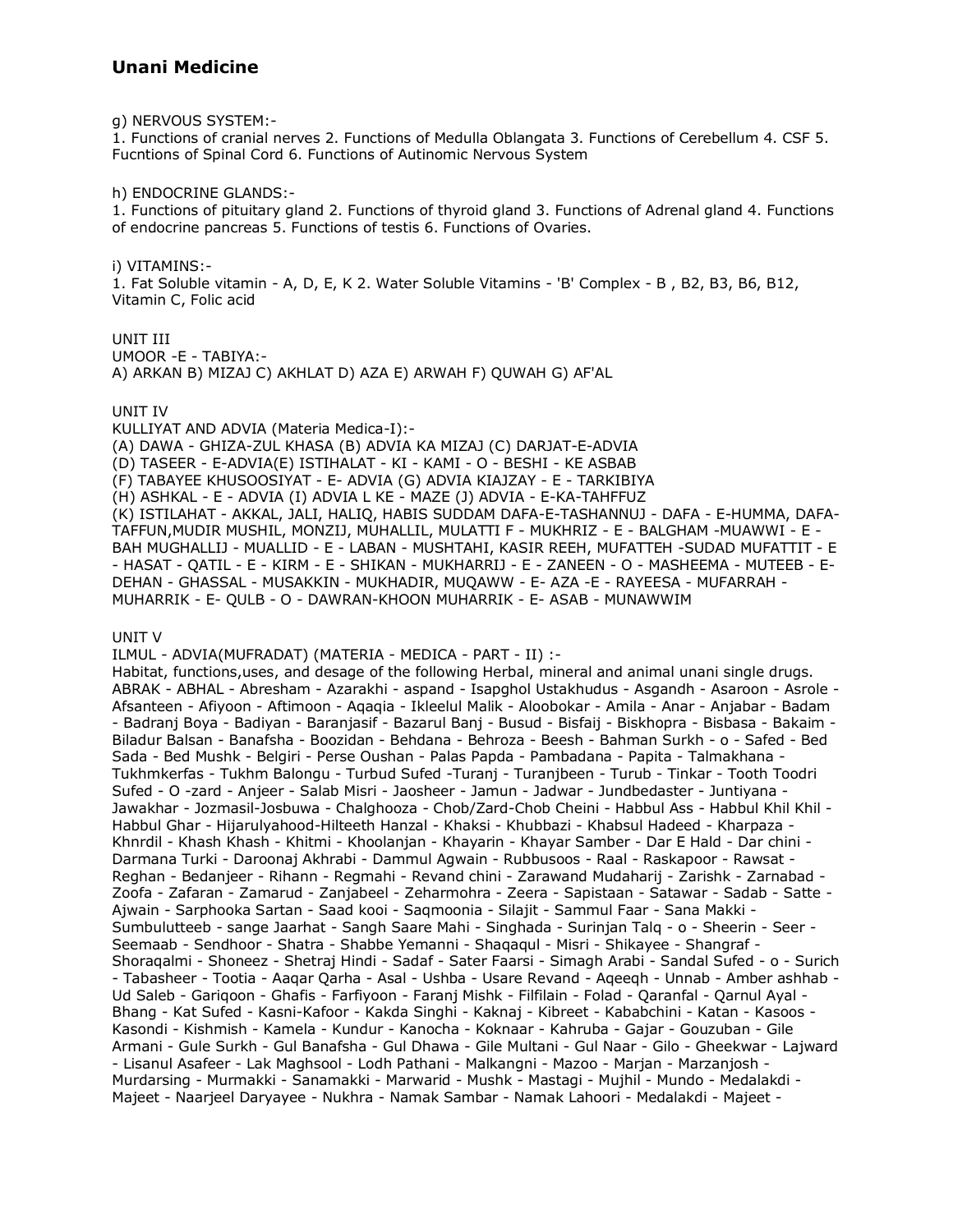g) NERVOUS SYSTEM:-

1. Functions of cranial nerves 2. Functions of Medulla Oblangata 3. Functions of Cerebellum 4. CSF 5. Fucntions of Spinal Cord 6. Functions of Autinomic Nervous System

h) ENDOCRINE GLANDS:-

1. Functions of pituitary gland 2. Functions of thyroid gland 3. Functions of Adrenal gland 4. Functions of endocrine pancreas 5. Functions of testis 6. Functions of Ovaries.

i) VITAMINS:-

1. Fat Soluble vitamin - A, D, E, K 2. Water Soluble Vitamins - 'B' Complex - B , B2, B3, B6, B12, Vitamin C, Folic acid

UNIT III

UMOOR -E - TABIYA:-

A) ARKAN B) MIZAJ C) AKHLAT D) AZA E) ARWAH F) QUWAH G) AF'AL

UNIT IV

KULLIYAT AND ADVIA (Materia Medica-I):-

(A) DAWA - GHIZA-ZUL KHASA (B) ADVIA KA MIZAJ (C) DARJAT-E-ADVIA
(D) TASEER - E-ADVIA(E) ISTIHALAT - KI - KAMI - O - BESHI - KE ASBAB
(F) TABAYEE KHUSOOSIYAT - E- ADVIA (G) ADVIA KIAJZAY - E - TARKIBIYA
(H) ASHKAL - E - ADVIA (I) ADVIA L KE - MAZE (J) ADVIA - E-KA-TAHFFUZ
(K) ISTILAHAT - AKKAL, JALI, HALIQ, HABIS SUDDAM DAFA-E-TASHANNUJ - DAFA - E-HUMMA, DAFA-TAFFUN,MUDIR MUSHIL, MONZIJ, MUHALLIL, MULATTI F - MUKHRIZ - E - BALGHAM -MUAWWI - E - BAH MUGHALLIJ - MUALLID - E - LABAN - MUSHTAHI, KASIR REEH, MUFATTEH -SUDAD MUFATTIT - E - HASAT - QATIL - E - KIRM - E - SHIKAN - MUKHARRIJ - E - ZANEEN - O - MASHEEMA - MUTEEB - E-DEHAN - GHASSAL - MUSAKKIN - MUKHADIR, MUQAWW - E- AZA -E - RAYEESA - MUFARRAH - MUHARRIK - E- QULB - O - DAWRAN-KHOON MUHARRIK - E- ASAB - MUNAWWIM

UNIT V

ILMUL - ADVIA(MUFRADAT) (MATERIA - MEDICA - PART - II) :-

Habitat, functions,uses, and desage of the following Herbal, mineral and animal unani single drugs. ABRAK - ABHAL - Abresham - Azarakhi - aspand - Isapghol Ustakhudus - Asgandh - Asaroon - Asrole - Afsanteen - Afiyoon - Aftimoon - Aqaqia - Ikleelul Malik - Aloobokar - Amila - Anar - Anjabar - Badam - Badranj Boya - Badiyan - Baranjasif - Bazarul Banj - Busud - Bisfaij - Biskhopra - Bisbasa - Bakaim - Biladur Balsan - Banafsha - Boozidan - Behdana - Behroza - Beesh - Bahman Surkh - o - Safed - Bed Sada - Bed Mushk - Belgiri - Perse Oushan - Palas Papda - Pambadana - Papita - Talmakhana - Tukhmkerfas - Tukhm Balongu - Turbud Sufed -Turanj - Turanjbeen - Turub - Tinkar - Tooth Toodri Sufed - O -zard - Anjeer - Salab Misri - Jaosheer - Jamun - Jadwar - Jundbedaster - Juntiyana - Jawakhar - Jozmasil-Josbuwa - Chalghooza - Chob/Zard-Chob Cheini - Habbul Ass - Habbul Khil Khil - Habbul Ghar - Hijarulyahood-Hilteeth Hanzal - Khaksi - Khubbazi - Khabsul Hadeed - Kharpaza - Khnrdil - Khash Khash - Khitmi - Khoolanjan - Khayarin - Khayar Samber - Dar E Hald - Dar chini - Darmana Turki - Daroonaj Akhrabi - Dammul Agwain - Rubbusoos - Raal - Raskapoor - Rawsat - Reghan - Bedanjeer - Rihann - Regmahi - Revand chini - Zarawand Mudaharij - Zarishk - Zarnabad - Zoofa - Zafaran - Zamarud - Zanjabeel - Zeharmohra - Zeera - Sapistaan - Satawar - Sadab - Satte - Ajwain - Sarphooka Sartan - Saad kooi - Saqmoonia - Silajit - Sammul Faar - Sana Makki - Sumbulutteeb - sange Jaarhat - Sangh Saare Mahi - Singhada - Surinjan Talq - o - Sheerin - Seer - Seemaab - Sendhoor - Shatra - Shabbe Yemanni - Shaqaqul - Misri - Shikayee - Shangraf - Shoraqalmi - Shoneez - Shetraj Hindi - Sadaf - Sater Faarsi - Simagh Arabi - Sandal Sufed - o - Surich - Tabasheer - Tootia - Aaqar Qarha - Asal - Ushba - Usare Revand - Aqeeqh - Unnab - Amber ashhab - Ud Saleb - Gariqoon - Ghafis - Farfiyoon - Faranj Mishk - Filfilain - Folad - Qaranfal - Qarnul Ayal - Bhang - Kat Sufed - Kasni-Kafoor - Kakda Singhi - Kaknaj - Kibreet - Kababchini - Katan - Kasoos - Kasondi - Kishmish - Kamela - Kundur - Kanocha - Koknaar - Kahruba - Gajar - Gouzuban - Gile Armani - Gule Surkh - Gul Banafsha - Gul Dhawa - Gile Multani - Gul Naar - Gilo - Gheekwar - Lajward - Lisanul Asafeer - Lak Maghsool - Lodh Pathani - Malkangni - Mazoo - Marjan - Marzanjosh - Murdarsing - Murmakki - Sanamakki - Marwarid - Mushk - Mastagi - Mujhil - Mundo - Medalakdi - Majeet - Naarjeel Daryayee - Nukhra - Namak Sambar - Namak Lahoori - Medalakdi - Majeet -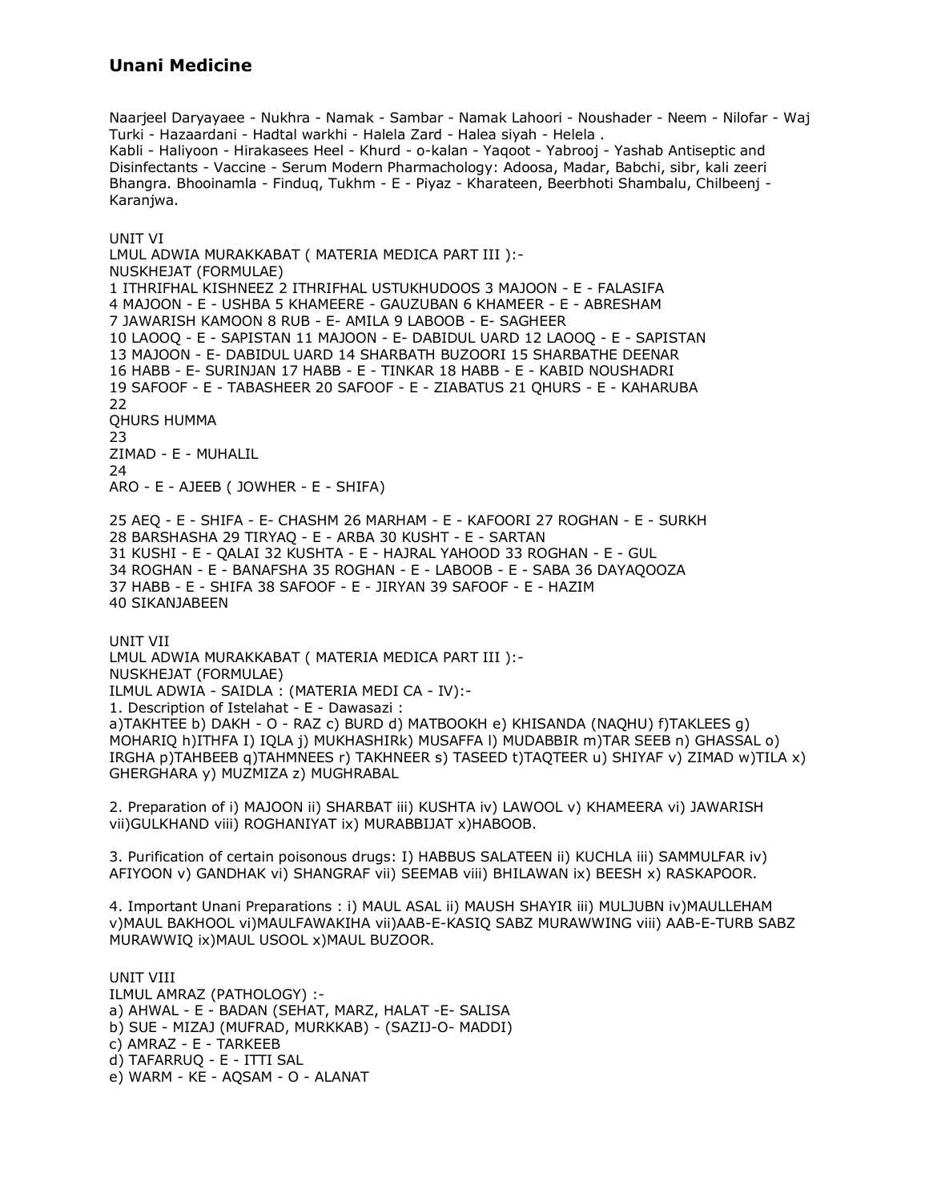# Unani Medicine

Naarjeel Daryayaee - Nukhra - Namak - Sambar - Namak Lahoori - Noushader - Neem - Nilofar - Waj Turki - Hazaardani - Hadtal warkhi - Halela Zard - Halea siyah - Helela .
Kabli - Haliyoon - Hirakasees Heel - Khurd - o-kalan - Yaqoot - Yabrooj - Yashab Antiseptic and Disinfectants - Vaccine - Serum Modern Pharmachology: Adoosa, Madar, Babchi, sibr, kali zeeri Bhangra. Bhooinamla - Finduq, Tukhm - E - Piyaz - Kharateen, Beerbhoti Shambalu, Chilbeenj - Karanjwa.

UNIT VI
LMUL ADWIA MURAKKABAT ( MATERIA MEDICA PART III ):-
NUSKHEJAT (FORMULAE)
1 ITHRIFHAL KISHNEEZ 2 ITHRIFHAL USTUKHUDOOS 3 MAJOON - E - FALASIFA
4 MAJOON - E - USHBA 5 KHAMEERE - GAUZUBAN 6 KHAMEER - E - ABRESHAM
7 JAWARISH KAMOON 8 RUB - E- AMILA 9 LABOOB - E- SAGHEER
10 LAOOQ - E - SAPISTAN 11 MAJOON - E- DABIDUL UARD 12 LAOOQ - E - SAPISTAN
13 MAJOON - E- DABIDUL UARD 14 SHARBATH BUZOORI 15 SHARBATHE DEENAR
16 HABB - E- SURINJAN 17 HABB - E - TINKAR 18 HABB - E - KABID NOUSHADRI
19 SAFOOF - E - TABASHEER 20 SAFOOF - E - ZIABATUS 21 QHURS - E - KAHARUBA
22
QHURS HUMMA
23
ZIMAD - E - MUHALIL
24
ARO - E - AJEEB ( JOWHER - E - SHIFA)

25 AEQ - E - SHIFA - E- CHASHM 26 MARHAM - E - KAFOORI 27 ROGHAN - E - SURKH
28 BARSHASHA 29 TIRYAQ - E - ARBA 30 KUSHT - E - SARTAN
31 KUSHI - E - QALAI 32 KUSHTA - E - HAJRAL YAHOOD 33 ROGHAN - E - GUL
34 ROGHAN - E - BANAFSHA 35 ROGHAN - E - LABOOB - E - SABA 36 DAYAQOOZA
37 HABB - E - SHIFA 38 SAFOOF - E - JIRYAN 39 SAFOOF - E - HAZIM
40 SIKANJABEEN

UNIT VII
LMUL ADWIA MURAKKABAT ( MATERIA MEDICA PART III ):-
NUSKHEJAT (FORMULAE)
ILMUL ADWIA - SAIDLA : (MATERIA MEDI CA - IV):-
1. Description of Istelahat - E - Dawasazi :
a)TAKHTEE b) DAKH - O - RAZ c) BURD d) MATBOOKH e) KHISANDA (NAQHU) f)TAKLEES g) MOHARIQ h)ITHFA I) IQLA j) MUKHASHIRk) MUSAFFA l) MUDABBIR m)TAR SEEB n) GHASSAL o) IRGHA p)TAHBEEB q)TAHMNEES r) TAKHNEER s) TASEED t)TAQTEER u) SHIYAF v) ZIMAD w)TILA x) GHERGHARA y) MUZMIZA z) MUGHRABAL

2. Preparation of i) MAJOON ii) SHARBAT iii) KUSHTA iv) LAWOOL v) KHAMEERA vi) JAWARISH vii)GULKHAND viii) ROGHANIYAT ix) MURABBIJAT x)HABOOB.

3. Purification of certain poisonous drugs: I) HABBUS SALATEEN ii) KUCHLA iii) SAMMULFAR iv) AFIYOON v) GANDHAK vi) SHANGRAF vii) SEEMAB viii) BHILAWAN ix) BEESH x) RASKAPOOR.

4. Important Unani Preparations : i) MAUL ASAL ii) MAUSH SHAYIR iii) MULJUBN iv)MAULLEHAM v)MAUL BAKHOOL vi)MAULFAWAKIHA vii)AAB-E-KASIQ SABZ MURAWWING viii) AAB-E-TURB SABZ MURAWWIQ ix)MAUL USOOL x)MAUL BUZOOR.

UNIT VIII
ILMUL AMRAZ (PATHOLOGY) :-
a) AHWAL - E - BADAN (SEHAT, MARZ, HALAT -E- SALISA
b) SUE - MIZAJ (MUFRAD, MURKKAB) - (SAZIJ-O- MADDI)
c) AMRAZ - E - TARKEEB
d) TAFARRUQ - E - ITTI SAL
e) WARM - KE - AQSAM - O - ALANAT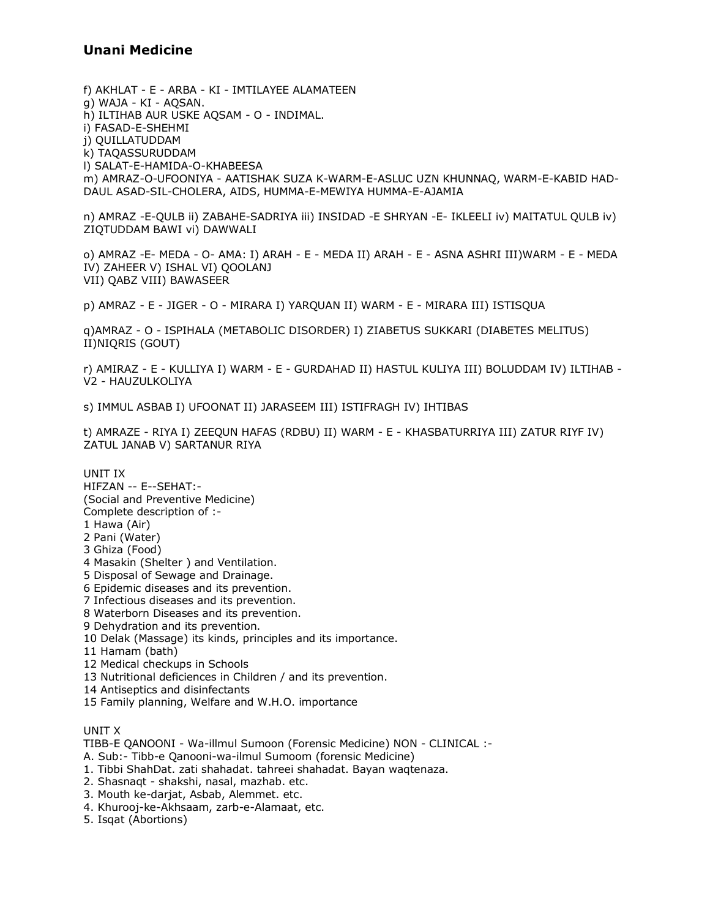## Unani Medicine

f) AKHLAT - E - ARBA - KI - IMTILAYEE ALAMATEEN
g) WAJA - KI - AQSAN.
h) ILTIHAB AUR USKE AQSAM - O - INDIMAL.
i) FASAD-E-SHEHMI
j) QUILLATUDDAM
k) TAQASSURUDDAM
l) SALAT-E-HAMIDA-O-KHABEESA
m) AMRAZ-O-UFOONIYA - AATISHAK SUZA K-WARM-E-ASLUC UZN KHUNNAQ, WARM-E-KABID HAD-DAUL ASAD-SIL-CHOLERA, AIDS, HUMMA-E-MEWIYA HUMMA-E-AJAMIA

n) AMRAZ -E-QULB ii) ZABAHE-SADRIYA iii) INSIDAD -E SHRYAN -E- IKLEELI iv) MAITATUL QULB iv) ZIQTUDDAM BAWI vi) DAWWALI

o) AMRAZ -E- MEDA - O- AMA: I) ARAH - E - MEDA II) ARAH - E - ASNA ASHRI III)WARM - E - MEDA IV) ZAHEER V) ISHAL VI) QOOLANJ
VII) QABZ VIII) BAWASEER

p) AMRAZ - E - JIGER - O - MIRARA I) YARQUAN II) WARM - E - MIRARA III) ISTISQUA

q)AMRAZ - O - ISPIHALA (METABOLIC DISORDER) I) ZIABETUS SUKKARI (DIABETES MELITUS) II)NIQRIS (GOUT)

r) AMIRAZ - E - KULLIYA I) WARM - E - GURDAHAD II) HASTUL KULIYA III) BOLUDDAM IV) ILTIHAB - V2 - HAUZULKOLIYA

s) IMMUL ASBAB I) UFOONAT II) JARASEEM III) ISTIFRAGH IV) IHTIBAS

t) AMRAZE - RIYA I) ZEEQUN HAFAS (RDBU) II) WARM - E - KHASBATURRIYA III) ZATUR RIYF IV) ZATUL JANAB V) SARTANUR RIYA

UNIT IX
HIFZAN -- E--SEHAT:-
(Social and Preventive Medicine)
Complete description of :-
1 Hawa (Air)
2 Pani (Water)
3 Ghiza (Food)
4 Masakin (Shelter ) and Ventilation.
5 Disposal of Sewage and Drainage.
6 Epidemic diseases and its prevention.
7 Infectious diseases and its prevention.
8 Waterborn Diseases and its prevention.
9 Dehydration and its prevention.
10 Delak (Massage) its kinds, principles and its importance.
11 Hamam (bath)
12 Medical checkups in Schools
13 Nutritional deficiences in Children / and its prevention.
14 Antiseptics and disinfectants
15 Family planning, Welfare and W.H.O. importance

UNIT X
TIBB-E QANOONI - Wa-illmul Sumoon (Forensic Medicine) NON - CLINICAL :-
A. Sub:- Tibb-e Qanooni-wa-ilmul Sumoom (forensic Medicine)
1. Tibbi ShahDat. zati shahadat. tahreei shahadat. Bayan waqtenaza.
2. Shasnaqt - shakshi, nasal, mazhab. etc.
3. Mouth ke-darjat, Asbab, Alemmet. etc.
4. Khurooj-ke-Akhsaam, zarb-e-Alamaat, etc.
5. Isqat (Abortions)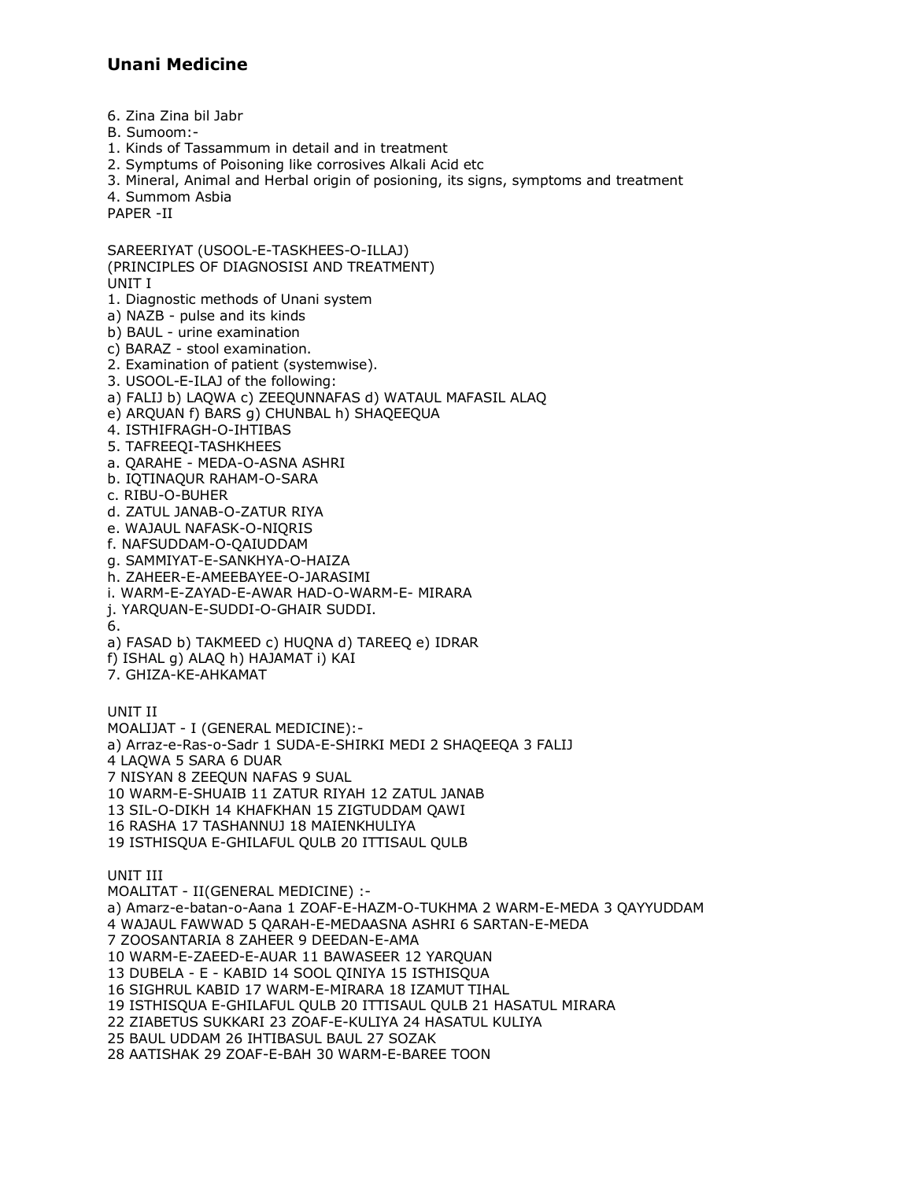6. Zina Zina bil Jabr

B. Sumoom:-

1. Kinds of Tassammum in detail and in treatment
2. Symptums of Poisoning like corrosives Alkali Acid etc
3. Mineral, Animal and Herbal origin of posioning, its signs, symptoms and treatment
4. Summom Asbia

PAPER -II

SAREERIYAT (USOOL-E-TASKHEES-O-ILLAJ)
(PRINCIPLES OF DIAGNOSISI AND TREATMENT)

UNIT I

1. Diagnostic methods of Unani system

a) NAZB - pulse and its kinds
b) BAUL - urine examination
c) BARAZ - stool examination.

2. Examination of patient (systemwise).
3. USOOL-E-ILAJ of the following:

a) FALIJ b) LAQWA c) ZEEQUNNAFAS d) WATAUL MAFASIL ALAQ
e) ARQUAN f) BARS g) CHUNBAL h) SHAQEEQUA

4. ISTHIFRAGH-O-IHTIBAS
5. TAFREEQI-TASHKHEES

a. QARAHE - MEDA-O-ASNA ASHRI
b. IQTINAQUR RAHAM-O-SARA
c. RIBU-O-BUHER
d. ZATUL JANAB-O-ZATUR RIYA
e. WAJAUL NAFASK-O-NIQRIS
f. NAFSUDDAM-O-QAIUDDAM
g. SAMMIYAT-E-SANKHYA-O-HAIZA
h. ZAHEER-E-AMEEBAYEE-O-JARASIMI
i. WARM-E-ZAYAD-E-AWAR HAD-O-WARM-E- MIRARA
j. YARQUAN-E-SUDDI-O-GHAIR SUDDI.

6.

a) FASAD b) TAKMEED c) HUQNA d) TAREEQ e) IDRAR
f) ISHAL g) ALAQ h) HAJAMAT i) KAI

7. GHIZA-KE-AHKAMAT

UNIT II

MOALIJAT - I (GENERAL MEDICINE):-

a) Arraz-e-Ras-o-Sadr 1 SUDA-E-SHIRKI MEDI 2 SHAQEEQA 3 FALIJ
4 LAQWA 5 SARA 6 DUAR
7 NISYAN 8 ZEEQUN NAFAS 9 SUAL
10 WARM-E-SHUAIB 11 ZATUR RIYAH 12 ZATUL JANAB
13 SIL-O-DIKH 14 KHAFKHAN 15 ZIGTUDDAM QAWI
16 RASHA 17 TASHANNUJ 18 MAIENKHULIYA
19 ISTHISQUA E-GHILAFUL QULB 20 ITTISAUL QULB

UNIT III

MOALITAT - II(GENERAL MEDICINE) :-

a) Amarz-e-batan-o-Aana 1 ZOAF-E-HAZM-O-TUKHMA 2 WARM-E-MEDA 3 QAYYUDDAM
4 WAJAUL FAWWAD 5 QARAH-E-MEDAASNA ASHRI 6 SARTAN-E-MEDA
7 ZOOSANTARIA 8 ZAHEER 9 DEEDAN-E-AMA
10 WARM-E-ZAEED-E-AUAR 11 BAWASEER 12 YARQUAN
13 DUBELA - E - KABID 14 SOOL QINIYA 15 ISTHISQUA
16 SIGHRUL KABID 17 WARM-E-MIRARA 18 IZAMUT TIHAL
19 ISTHISQUA E-GHILAFUL QULB 20 ITTISAUL QULB 21 HASATUL MIRARA
22 ZIABETUS SUKKARI 23 ZOAF-E-KULIYA 24 HASATUL KULIYA
25 BAUL UDDAM 26 IHTIBASUL BAUL 27 SOZAK
28 AATISHAK 29 ZOAF-E-BAH 30 WARM-E-BAREE TOON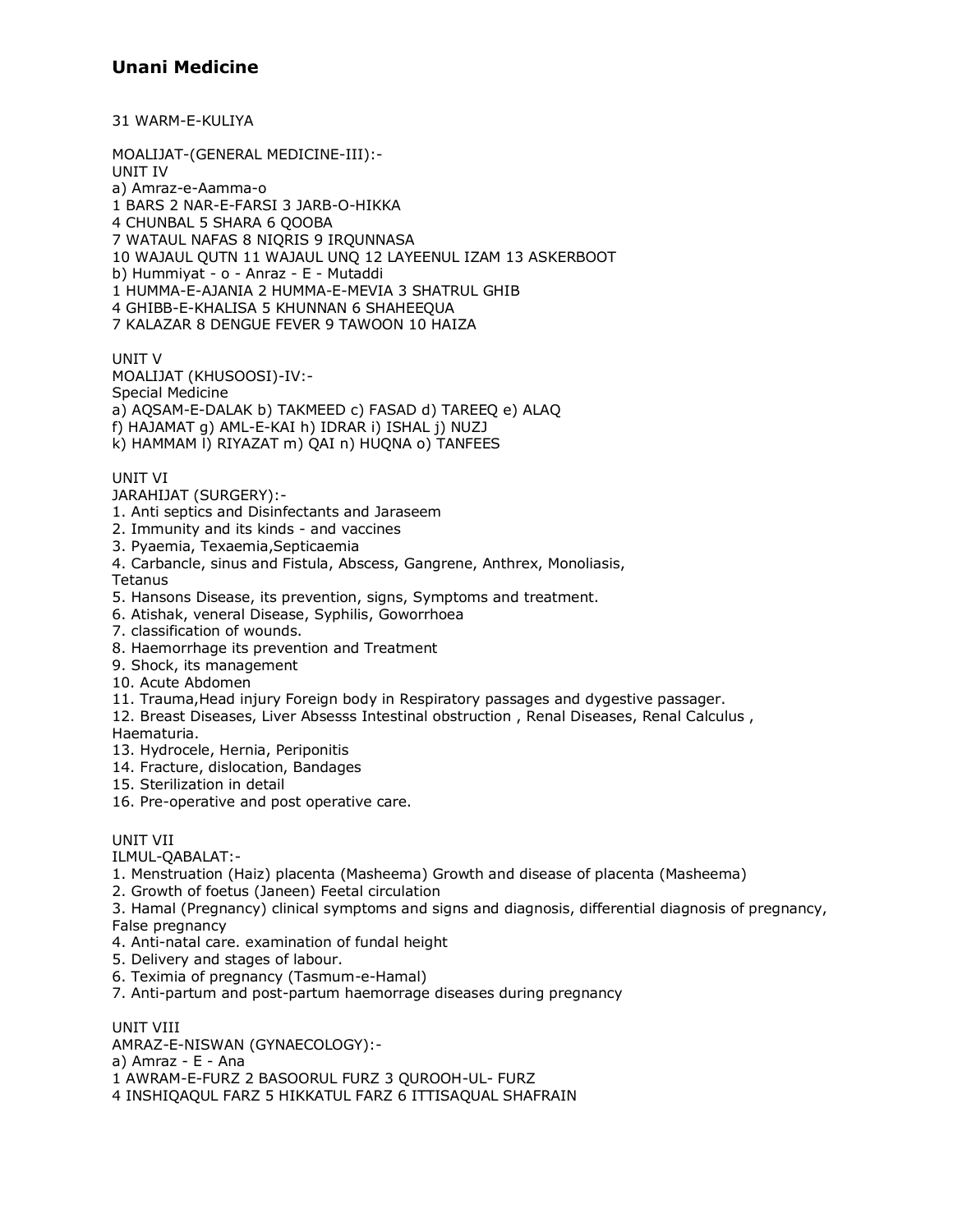## Unani Medicine

31 WARM-E-KULIYA

MOALIJAT-(GENERAL MEDICINE-III):-
UNIT IV
a) Amraz-e-Aamma-o
1 BARS 2 NAR-E-FARSI 3 JARB-O-HIKKA
4 CHUNBAL 5 SHARA 6 QOOBA
7 WATAUL NAFAS 8 NIQRIS 9 IRQUNNASA
10 WAJAUL QUTN 11 WAJAUL UNQ 12 LAYEENUL IZAM 13 ASKERBOOT
b) Hummiyat - o - Anraz - E - Mutaddi
1 HUMMA-E-AJANIA 2 HUMMA-E-MEVIA 3 SHATRUL GHIB
4 GHIBB-E-KHALISA 5 KHUNNAN 6 SHAHEEQUA
7 KALAZAR 8 DENGUE FEVER 9 TAWOON 10 HAIZA

UNIT V
MOALIJAT (KHUSOOSI)-IV:-
Special Medicine
a) AQSAM-E-DALAK b) TAKMEED c) FASAD d) TAREEQ e) ALAQ
f) HAJAMAT g) AML-E-KAI h) IDRAR i) ISHAL j) NUZJ
k) HAMMAM l) RIYAZAT m) QAI n) HUQNA o) TANFEES

UNIT VI
JARAHIJAT (SURGERY):-
1. Anti septics and Disinfectants and Jaraseem
2. Immunity and its kinds - and vaccines
3. Pyaemia, Texaemia,Septicaemia
4. Carbancle, sinus and Fistula, Abscess, Gangrene, Anthrex, Monoliasis, Tetanus
5. Hansons Disease, its prevention, signs, Symptoms and treatment.
6. Atishak, veneral Disease, Syphilis, Goworrhoea
7. classification of wounds.
8. Haemorrhage its prevention and Treatment
9. Shock, its management
10. Acute Abdomen
11. Trauma,Head injury Foreign body in Respiratory passages and dygestive passager.
12. Breast Diseases, Liver Absesss Intestinal obstruction , Renal Diseases, Renal Calculus , Haematuria.
13. Hydrocele, Hernia, Periponitis
14. Fracture, dislocation, Bandages
15. Sterilization in detail
16. Pre-operative and post operative care.

UNIT VII
ILMUL-QABALAT:-
1. Menstruation (Haiz) placenta (Masheema) Growth and disease of placenta (Masheema)
2. Growth of foetus (Janeen) Feetal circulation
3. Hamal (Pregnancy) clinical symptoms and signs and diagnosis, differential diagnosis of pregnancy, False pregnancy
4. Anti-natal care. examination of fundal height
5. Delivery and stages of labour.
6. Teximia of pregnancy (Tasmum-e-Hamal)
7. Anti-partum and post-partum haemorrage diseases during pregnancy

UNIT VIII
AMRAZ-E-NISWAN (GYNAECOLOGY):-
a) Amraz - E - Ana
1 AWRAM-E-FURZ 2 BASOORUL FURZ 3 QUROOH-UL- FURZ
4 INSHIQAQUL FARZ 5 HIKKATUL FARZ 6 ITTISAQUAL SHAFRAIN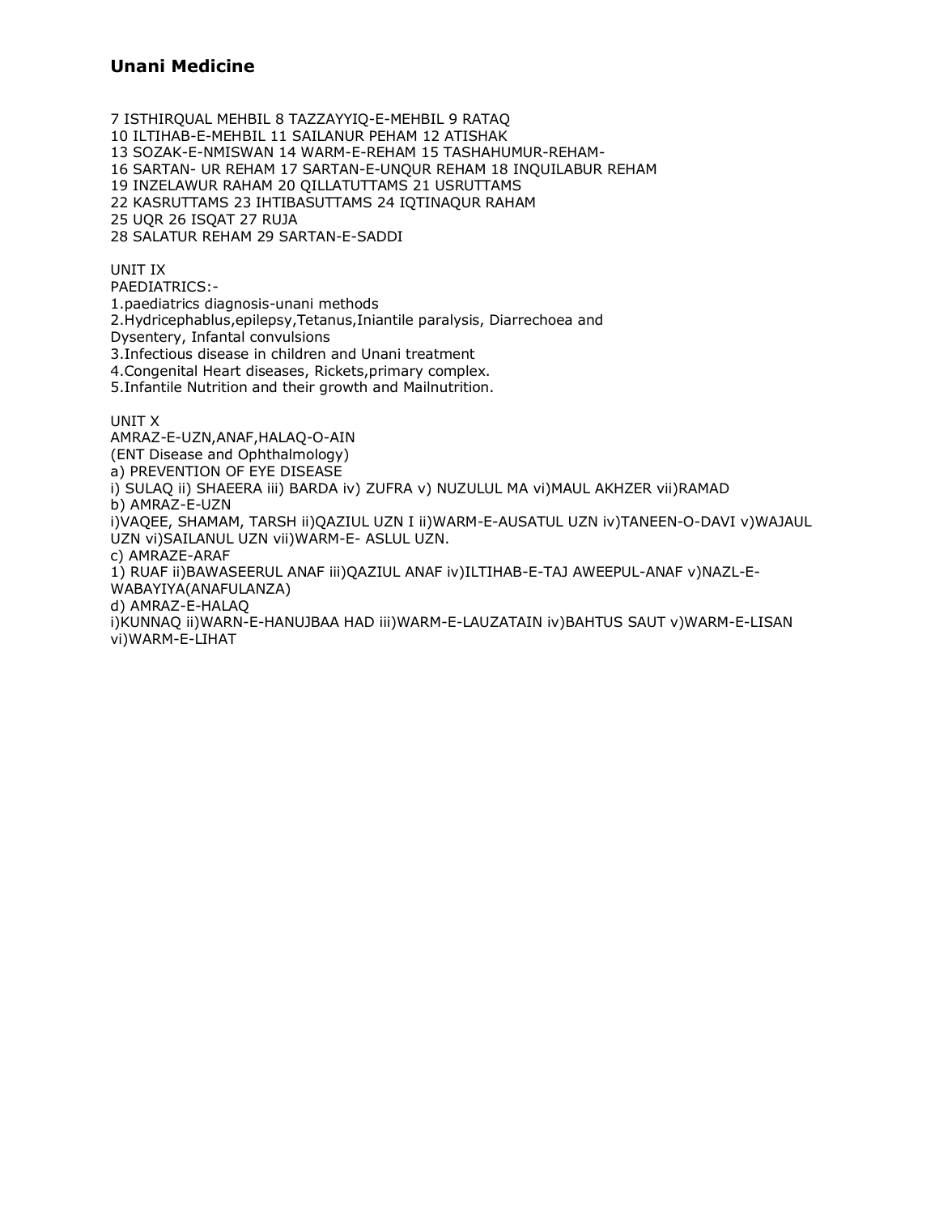## Unani Medicine

7 ISTHIRQUAL MEHBIL 8 TAZZAYYIQ-E-MEHBIL 9 RATAQ
10 ILTIHAB-E-MEHBIL 11 SAILANUR PEHAM 12 ATISHAK
13 SOZAK-E-NMISWAN 14 WARM-E-REHAM 15 TASHAHUMUR-REHAM-
16 SARTAN- UR REHAM 17 SARTAN-E-UNQUR REHAM 18 INQUILABUR REHAM
19 INZELAWUR RAHAM 20 QILLATUTTAMS 21 USRUTTAMS
22 KASRUTTAMS 23 IHTIBASUTTAMS 24 IQTINAQUR RAHAM
25 UQR 26 ISQAT 27 RUJA
28 SALATUR REHAM 29 SARTAN-E-SADDI

UNIT IX
PAEDIATRICS:-
1.paediatrics diagnosis-unani methods
2.Hydricephablus,epilepsy,Tetanus,Iniantile paralysis, Diarrechoea and Dysentery, Infantal convulsions
3.Infectious disease in children and Unani treatment
4.Congenital Heart diseases, Rickets,primary complex.
5.Infantile Nutrition and their growth and Mailnutrition.

UNIT X
AMRAZ-E-UZN,ANAF,HALAQ-O-AIN
(ENT Disease and Ophthalmology)
a) PREVENTION OF EYE DISEASE
i) SULAQ ii) SHAEERA iii) BARDA iv) ZUFRA v) NUZULUL MA vi)MAUL AKHZER vii)RAMAD
b) AMRAZ-E-UZN
i)VAQEE, SHAMAM, TARSH ii)QAZIUL UZN I ii)WARM-E-AUSATUL UZN iv)TANEEN-O-DAVI v)WAJAUL UZN vi)SAILANUL UZN vii)WARM-E- ASLUL UZN.
c) AMRAZE-ARAF
1) RUAF ii)BAWASEERUL ANAF iii)QAZIUL ANAF iv)ILTIHAB-E-TAJ AWEEPUL-ANAF v)NAZL-E-WABAYIYA(ANAFULANZA)
d) AMRAZ-E-HALAQ
i)KUNNAQ ii)WARN-E-HANUJBAA HAD iii)WARM-E-LAUZATAIN iv)BAHTUS SAUT v)WARM-E-LISAN vi)WARM-E-LIHAT